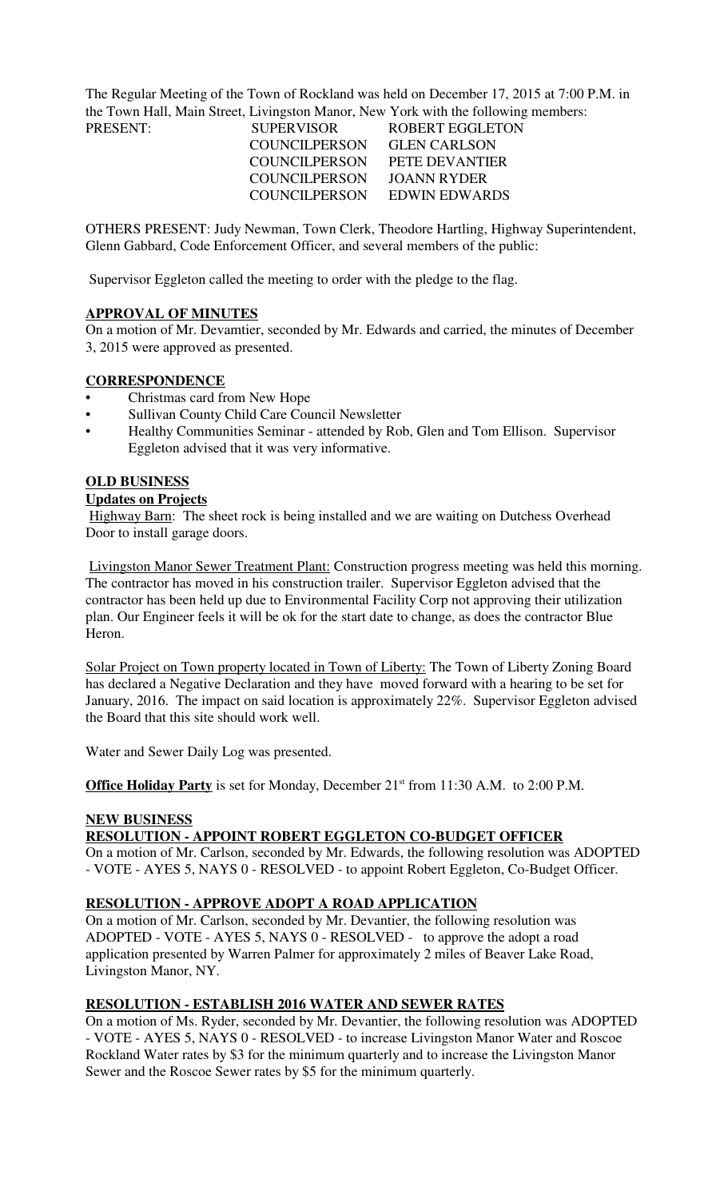The Regular Meeting of the Town of Rockland was held on December 17, 2015 at 7:00 P.M. in the Town Hall, Main Street, Livingston Manor, New York with the following members:

| PRESENT: | SUPERVISOR | ROBERT EGGLETON |
|---|---|---|
| | COUNCILPERSON | GLEN CARLSON |
| | COUNCILPERSON | PETE DEVANTIER |
| | COUNCILPERSON | JOANN RYDER |
| | COUNCILPERSON | EDWIN EDWARDS |

OTHERS PRESENT: Judy Newman, Town Clerk, Theodore Hartling, Highway Superintendent, Glenn Gabbard, Code Enforcement Officer, and several members of the public:

Supervisor Eggleton called the meeting to order with the pledge to the flag.

**APPROVAL OF MINUTES**

On a motion of Mr. Devamtier, seconded by Mr. Edwards and carried, the minutes of December 3, 2015 were approved as presented.

**CORRESPONDENCE**

- Christmas card from New Hope
- Sullivan County Child Care Council Newsletter
- Healthy Communities Seminar - attended by Rob, Glen and Tom Ellison. Supervisor Eggleton advised that it was very informative.

**OLD BUSINESS**

**Updates on Projects**

Highway Barn: The sheet rock is being installed and we are waiting on Dutchess Overhead Door to install garage doors.

Livingston Manor Sewer Treatment Plant: Construction progress meeting was held this morning. The contractor has moved in his construction trailer. Supervisor Eggleton advised that the contractor has been held up due to Environmental Facility Corp not approving their utilization plan. Our Engineer feels it will be ok for the start date to change, as does the contractor Blue Heron.

Solar Project on Town property located in Town of Liberty: The Town of Liberty Zoning Board has declared a Negative Declaration and they have moved forward with a hearing to be set for January, 2016. The impact on said location is approximately 22%. Supervisor Eggleton advised the Board that this site should work well.

Water and Sewer Daily Log was presented.

**Office Holiday Party** is set for Monday, December 21st from 11:30 A.M. to 2:00 P.M.

**NEW BUSINESS**

**RESOLUTION - APPOINT ROBERT EGGLETON CO-BUDGET OFFICER**

On a motion of Mr. Carlson, seconded by Mr. Edwards, the following resolution was ADOPTED - VOTE - AYES 5, NAYS 0 - RESOLVED - to appoint Robert Eggleton, Co-Budget Officer.

**RESOLUTION - APPROVE ADOPT A ROAD APPLICATION**

On a motion of Mr. Carlson, seconded by Mr. Devantier, the following resolution was ADOPTED - VOTE - AYES 5, NAYS 0 - RESOLVED - to approve the adopt a road application presented by Warren Palmer for approximately 2 miles of Beaver Lake Road, Livingston Manor, NY.

**RESOLUTION - ESTABLISH 2016 WATER AND SEWER RATES**

On a motion of Ms. Ryder, seconded by Mr. Devantier, the following resolution was ADOPTED - VOTE - AYES 5, NAYS 0 - RESOLVED - to increase Livingston Manor Water and Roscoe Rockland Water rates by $3 for the minimum quarterly and to increase the Livingston Manor Sewer and the Roscoe Sewer rates by $5 for the minimum quarterly.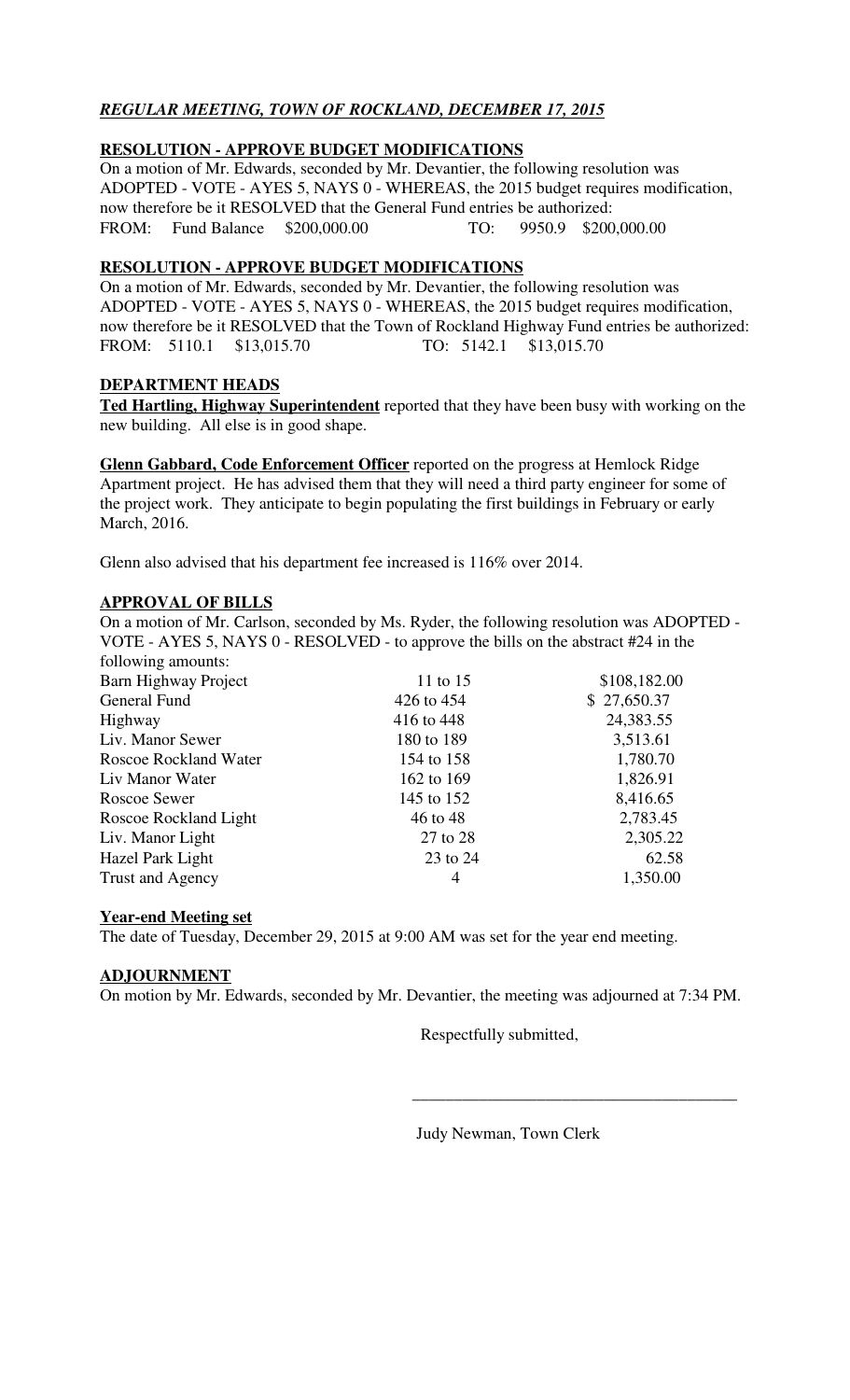***REGULAR MEETING, TOWN OF ROCKLAND, DECEMBER 17, 2015***

**RESOLUTION - APPROVE BUDGET MODIFICATIONS**

On a motion of Mr. Edwards, seconded by Mr. Devantier, the following resolution was ADOPTED - VOTE - AYES 5, NAYS 0 - WHEREAS, the 2015 budget requires modification, now therefore be it RESOLVED that the General Fund entries be authorized:

FROM: Fund Balance $200,000.00 TO: 9950.9 $200,000.00

**RESOLUTION - APPROVE BUDGET MODIFICATIONS**

On a motion of Mr. Edwards, seconded by Mr. Devantier, the following resolution was ADOPTED - VOTE - AYES 5, NAYS 0 - WHEREAS, the 2015 budget requires modification, now therefore be it RESOLVED that the Town of Rockland Highway Fund entries be authorized:

FROM: 5110.1 $13,015.70 TO: 5142.1 $13,015.70

**DEPARTMENT HEADS**

**Ted Hartling, Highway Superintendent** reported that they have been busy with working on the new building. All else is in good shape.

**Glenn Gabbard, Code Enforcement Officer** reported on the progress at Hemlock Ridge Apartment project. He has advised them that they will need a third party engineer for some of the project work. They anticipate to begin populating the first buildings in February or early March, 2016.

Glenn also advised that his department fee increased is 116% over 2014.

**APPROVAL OF BILLS**

On a motion of Mr. Carlson, seconded by Ms. Ryder, the following resolution was ADOPTED - VOTE - AYES 5, NAYS 0 - RESOLVED - to approve the bills on the abstract #24 in the following amounts:

| | | |
|---|---|---|
| Barn Highway Project | 11 to 15 | $108,182.00 |
| General Fund | 426 to 454 | $ 27,650.37 |
| Highway | 416 to 448 | 24,383.55 |
| Liv. Manor Sewer | 180 to 189 | 3,513.61 |
| Roscoe Rockland Water | 154 to 158 | 1,780.70 |
| Liv Manor Water | 162 to 169 | 1,826.91 |
| Roscoe Sewer | 145 to 152 | 8,416.65 |
| Roscoe Rockland Light | 46 to 48 | 2,783.45 |
| Liv. Manor Light | 27 to 28 | 2,305.22 |
| Hazel Park Light | 23 to 24 | 62.58 |
| Trust and Agency | 4 | 1,350.00 |

**Year-end Meeting set**

The date of Tuesday, December 29, 2015 at 9:00 AM was set for the year end meeting.

**ADJOURNMENT**

On motion by Mr. Edwards, seconded by Mr. Devantier, the meeting was adjourned at 7:34 PM.

Respectfully submitted,

\_\_\_\_\_\_\_\_\_\_\_\_\_\_\_\_\_\_\_\_\_\_\_\_\_\_\_\_\_\_\_\_\_\_\_\_\_\_\_\_

Judy Newman, Town Clerk